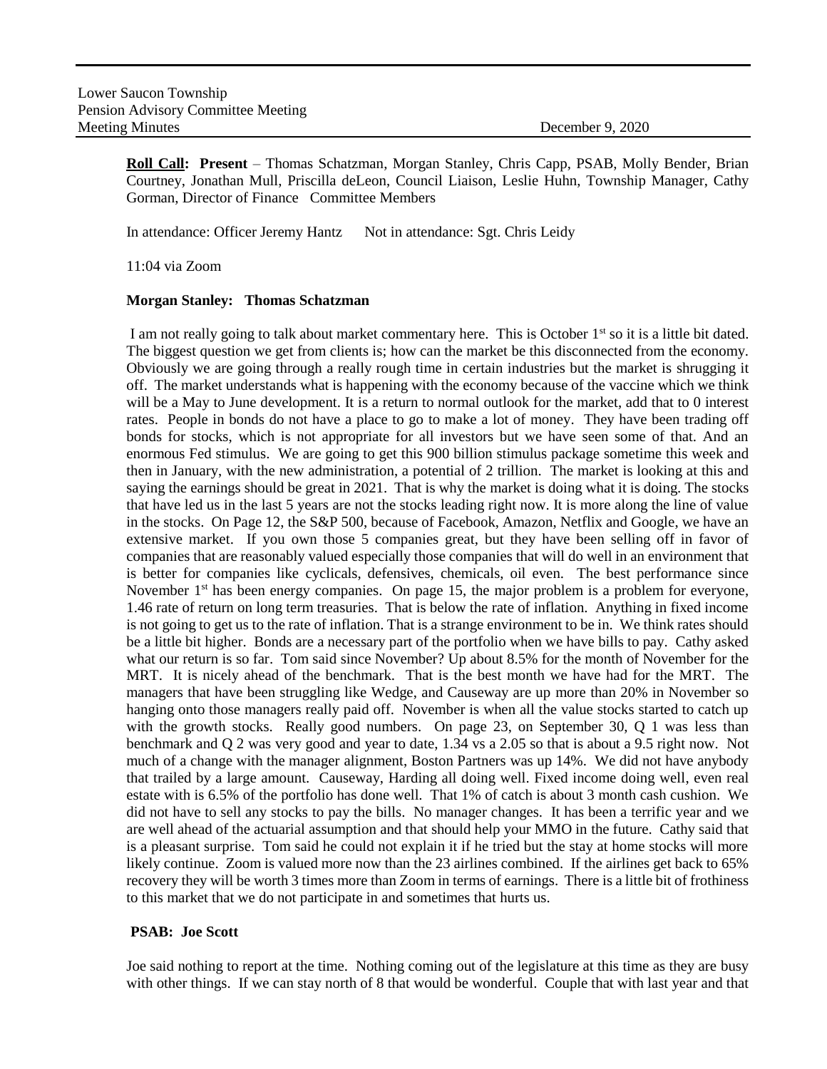Lower Saucon Township
Pension Advisory Committee Meeting
Meeting Minutes December 9, 2020

**Roll Call: Present** – Thomas Schatzman, Morgan Stanley, Chris Capp, PSAB, Molly Bender, Brian Courtney, Jonathan Mull, Priscilla deLeon, Council Liaison, Leslie Huhn, Township Manager, Cathy Gorman, Director of Finance Committee Members

In attendance: Officer Jeremy Hantz Not in attendance: Sgt. Chris Leidy

11:04 via Zoom

**Morgan Stanley: Thomas Schatzman**

I am not really going to talk about market commentary here. This is October 1st so it is a little bit dated. The biggest question we get from clients is; how can the market be this disconnected from the economy. Obviously we are going through a really rough time in certain industries but the market is shrugging it off. The market understands what is happening with the economy because of the vaccine which we think will be a May to June development. It is a return to normal outlook for the market, add that to 0 interest rates. People in bonds do not have a place to go to make a lot of money. They have been trading off bonds for stocks, which is not appropriate for all investors but we have seen some of that. And an enormous Fed stimulus. We are going to get this 900 billion stimulus package sometime this week and then in January, with the new administration, a potential of 2 trillion. The market is looking at this and saying the earnings should be great in 2021. That is why the market is doing what it is doing. The stocks that have led us in the last 5 years are not the stocks leading right now. It is more along the line of value in the stocks. On Page 12, the S&P 500, because of Facebook, Amazon, Netflix and Google, we have an extensive market. If you own those 5 companies great, but they have been selling off in favor of companies that are reasonably valued especially those companies that will do well in an environment that is better for companies like cyclicals, defensives, chemicals, oil even. The best performance since November 1st has been energy companies. On page 15, the major problem is a problem for everyone, 1.46 rate of return on long term treasuries. That is below the rate of inflation. Anything in fixed income is not going to get us to the rate of inflation. That is a strange environment to be in. We think rates should be a little bit higher. Bonds are a necessary part of the portfolio when we have bills to pay. Cathy asked what our return is so far. Tom said since November? Up about 8.5% for the month of November for the MRT. It is nicely ahead of the benchmark. That is the best month we have had for the MRT. The managers that have been struggling like Wedge, and Causeway are up more than 20% in November so hanging onto those managers really paid off. November is when all the value stocks started to catch up with the growth stocks. Really good numbers. On page 23, on September 30, Q 1 was less than benchmark and Q 2 was very good and year to date, 1.34 vs a 2.05 so that is about a 9.5 right now. Not much of a change with the manager alignment, Boston Partners was up 14%. We did not have anybody that trailed by a large amount. Causeway, Harding all doing well. Fixed income doing well, even real estate with is 6.5% of the portfolio has done well. That 1% of catch is about 3 month cash cushion. We did not have to sell any stocks to pay the bills. No manager changes. It has been a terrific year and we are well ahead of the actuarial assumption and that should help your MMO in the future. Cathy said that is a pleasant surprise. Tom said he could not explain it if he tried but the stay at home stocks will more likely continue. Zoom is valued more now than the 23 airlines combined. If the airlines get back to 65% recovery they will be worth 3 times more than Zoom in terms of earnings. There is a little bit of frothiness to this market that we do not participate in and sometimes that hurts us.

**PSAB: Joe Scott**

Joe said nothing to report at the time. Nothing coming out of the legislature at this time as they are busy with other things. If we can stay north of 8 that would be wonderful. Couple that with last year and that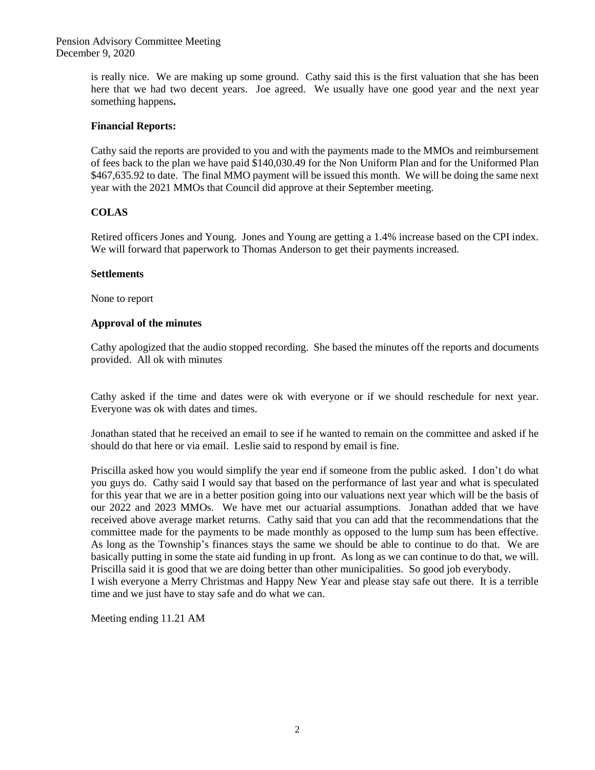is really nice. We are making up some ground. Cathy said this is the first valuation that she has been here that we had two decent years. Joe agreed. We usually have one good year and the next year something happens**.**

**Financial Reports:**

Cathy said the reports are provided to you and with the payments made to the MMOs and reimbursement of fees back to the plan we have paid $140,030.49 for the Non Uniform Plan and for the Uniformed Plan $467,635.92 to date. The final MMO payment will be issued this month. We will be doing the same next year with the 2021 MMOs that Council did approve at their September meeting.

**COLAS**

Retired officers Jones and Young. Jones and Young are getting a 1.4% increase based on the CPI index. We will forward that paperwork to Thomas Anderson to get their payments increased.

**Settlements**

None to report

**Approval of the minutes**

Cathy apologized that the audio stopped recording. She based the minutes off the reports and documents provided. All ok with minutes

Cathy asked if the time and dates were ok with everyone or if we should reschedule for next year. Everyone was ok with dates and times.

Jonathan stated that he received an email to see if he wanted to remain on the committee and asked if he should do that here or via email. Leslie said to respond by email is fine.

Priscilla asked how you would simplify the year end if someone from the public asked. I don't do what you guys do. Cathy said I would say that based on the performance of last year and what is speculated for this year that we are in a better position going into our valuations next year which will be the basis of our 2022 and 2023 MMOs. We have met our actuarial assumptions. Jonathan added that we have received above average market returns. Cathy said that you can add that the recommendations that the committee made for the payments to be made monthly as opposed to the lump sum has been effective. As long as the Township's finances stays the same we should be able to continue to do that. We are basically putting in some the state aid funding in up front. As long as we can continue to do that, we will. Priscilla said it is good that we are doing better than other municipalities. So good job everybody.
I wish everyone a Merry Christmas and Happy New Year and please stay safe out there. It is a terrible time and we just have to stay safe and do what we can.

Meeting ending 11.21 AM